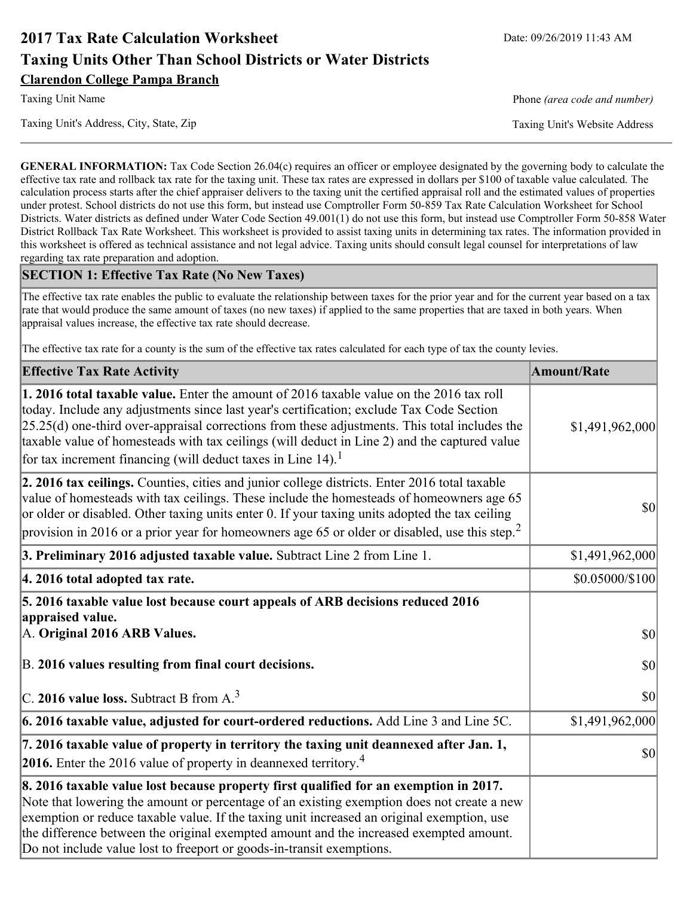# 2017 Tax Rate Calculation Worksheet

Date: 09/26/2019 11:43 AM

## Taxing Units Other Than School Districts or Water Districts

**Clarendon College Pampa Branch**

Taxing Unit Name | Phone *(area code and number)*

Taxing Unit's Address, City, State, Zip | Taxing Unit's Website Address

**GENERAL INFORMATION:** Tax Code Section 26.04(c) requires an officer or employee designated by the governing body to calculate the effective tax rate and rollback tax rate for the taxing unit. These tax rates are expressed in dollars per $100 of taxable value calculated. The calculation process starts after the chief appraiser delivers to the taxing unit the certified appraisal roll and the estimated values of properties under protest. School districts do not use this form, but instead use Comptroller Form 50-859 Tax Rate Calculation Worksheet for School Districts. Water districts as defined under Water Code Section 49.001(1) do not use this form, but instead use Comptroller Form 50-858 Water District Rollback Tax Rate Worksheet. This worksheet is provided to assist taxing units in determining tax rates. The information provided in this worksheet is offered as technical assistance and not legal advice. Taxing units should consult legal counsel for interpretations of law regarding tax rate preparation and adoption.

### SECTION 1: Effective Tax Rate (No New Taxes)

The effective tax rate enables the public to evaluate the relationship between taxes for the prior year and for the current year based on a tax rate that would produce the same amount of taxes (no new taxes) if applied to the same properties that are taxed in both years. When appraisal values increase, the effective tax rate should decrease.

The effective tax rate for a county is the sum of the effective tax rates calculated for each type of tax the county levies.

| Effective Tax Rate Activity | Amount/Rate |
|---|---|
| **1. 2016 total taxable value.** Enter the amount of 2016 taxable value on the 2016 tax roll today. Include any adjustments since last year's certification; exclude Tax Code Section 25.25(d) one-third over-appraisal corrections from these adjustments. This total includes the taxable value of homesteads with tax ceilings (will deduct in Line 2) and the captured value for tax increment financing (will deduct taxes in Line 14).[1] | $1,491,962,000 |
| **2. 2016 tax ceilings.** Counties, cities and junior college districts. Enter 2016 total taxable value of homesteads with tax ceilings. These include the homesteads of homeowners age 65 or older or disabled. Other taxing units enter 0. If your taxing units adopted the tax ceiling provision in 2016 or a prior year for homeowners age 65 or older or disabled, use this step.[2] | $0 |
| **3. Preliminary 2016 adjusted taxable value.** Subtract Line 2 from Line 1. | $1,491,962,000 |
| **4. 2016 total adopted tax rate.** | $0.05000/$100 |
| **5. 2016 taxable value lost because court appeals of ARB decisions reduced 2016 appraised value.** | |
| A. **Original 2016 ARB Values.** | $0 |
| B. **2016 values resulting from final court decisions.** | $0 |
| C. **2016 value loss.** Subtract B from A.[3] | $0 |
| **6. 2016 taxable value, adjusted for court-ordered reductions.** Add Line 3 and Line 5C. | $1,491,962,000 |
| **7. 2016 taxable value of property in territory the taxing unit deannexed after Jan. 1, 2016.** Enter the 2016 value of property in deannexed territory.[4] | $0 |
| **8. 2016 taxable value lost because property first qualified for an exemption in 2017.** Note that lowering the amount or percentage of an existing exemption does not create a new exemption or reduce taxable value. If the taxing unit increased an original exemption, use the difference between the original exempted amount and the increased exempted amount. Do not include value lost to freeport or goods-in-transit exemptions. | |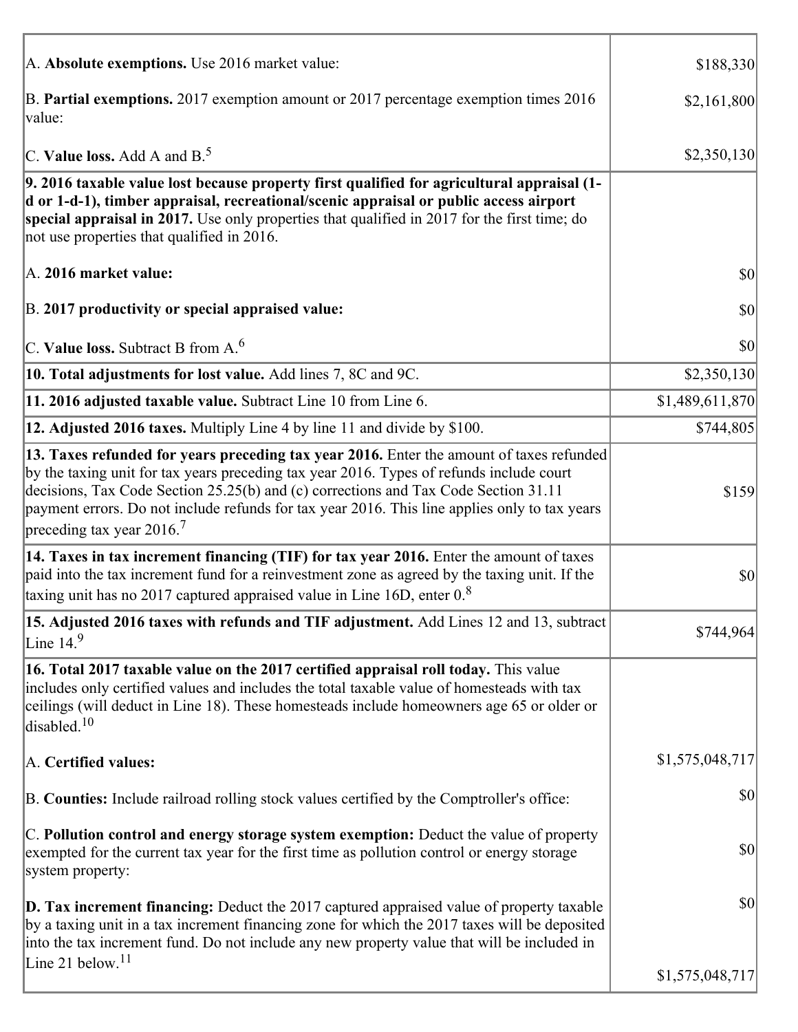| | |
|---|---|
| A. **Absolute exemptions.** Use 2016 market value: | $188,330 |
| B. **Partial exemptions.** 2017 exemption amount or 2017 percentage exemption times 2016 value: | $2,161,800 |
| C. **Value loss.** Add A and B.[5] | $2,350,130 |
| **9. 2016 taxable value lost because property first qualified for agricultural appraisal (1-d or 1-d-1), timber appraisal, recreational/scenic appraisal or public access airport special appraisal in 2017.** Use only properties that qualified in 2017 for the first time; do not use properties that qualified in 2016. | |
| A. **2016 market value:** | $0 |
| B. **2017 productivity or special appraised value:** | $0 |
| C. **Value loss.** Subtract B from A.[6] | $0 |
| **10. Total adjustments for lost value.** Add lines 7, 8C and 9C. | $2,350,130 |
| **11. 2016 adjusted taxable value.** Subtract Line 10 from Line 6. | $1,489,611,870 |
| **12. Adjusted 2016 taxes.** Multiply Line 4 by line 11 and divide by $100. | $744,805 |
| **13. Taxes refunded for years preceding tax year 2016.** Enter the amount of taxes refunded by the taxing unit for tax years preceding tax year 2016. Types of refunds include court decisions, Tax Code Section 25.25(b) and (c) corrections and Tax Code Section 31.11 payment errors. Do not include refunds for tax year 2016. This line applies only to tax years preceding tax year 2016.[7] | $159 |
| **14. Taxes in tax increment financing (TIF) for tax year 2016.** Enter the amount of taxes paid into the tax increment fund for a reinvestment zone as agreed by the taxing unit. If the taxing unit has no 2017 captured appraised value in Line 16D, enter 0.[8] | $0 |
| **15. Adjusted 2016 taxes with refunds and TIF adjustment.** Add Lines 12 and 13, subtract Line 14.[9] | $744,964 |
| **16. Total 2017 taxable value on the 2017 certified appraisal roll today.** This value includes only certified values and includes the total taxable value of homesteads with tax ceilings (will deduct in Line 18). These homesteads include homeowners age 65 or older or disabled.[10] | |
| A. **Certified values:** | $1,575,048,717 |
| B. **Counties:** Include railroad rolling stock values certified by the Comptroller's office: | $0 |
| C. **Pollution control and energy storage system exemption:** Deduct the value of property exempted for the current tax year for the first time as pollution control or energy storage system property: | $0 |
| **D. Tax increment financing:** Deduct the 2017 captured appraised value of property taxable by a taxing unit in a tax increment financing zone for which the 2017 taxes will be deposited into the tax increment fund. Do not include any new property value that will be included in Line 21 below.[11] | $0<br>$1,575,048,717 |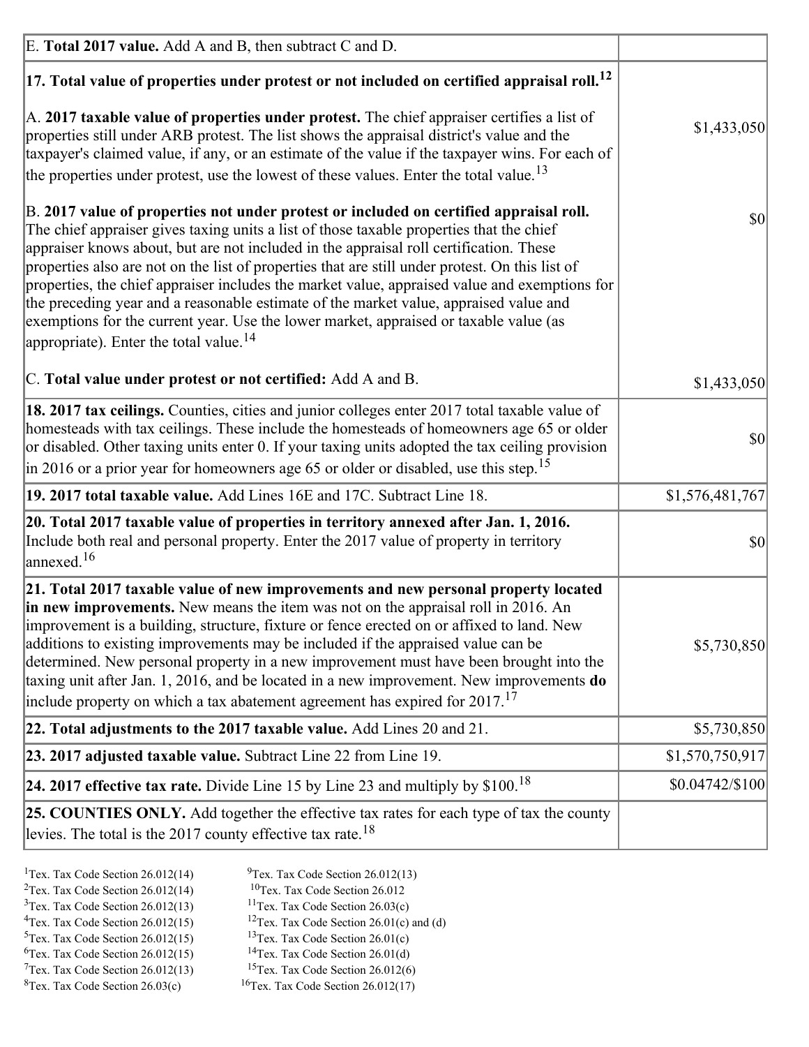| | |
|---|---|
| E. **Total 2017 value.** Add A and B, then subtract C and D. | |
| **17. Total value of properties under protest or not included on certified appraisal roll.**[12] | |
| A. **2017 taxable value of properties under protest.** The chief appraiser certifies a list of properties still under ARB protest. The list shows the appraisal district's value and the taxpayer's claimed value, if any, or an estimate of the value if the taxpayer wins. For each of the properties under protest, use the lowest of these values. Enter the total value.[13] | $1,433,050 |
| B. **2017 value of properties not under protest or included on certified appraisal roll.** The chief appraiser gives taxing units a list of those taxable properties that the chief appraiser knows about, but are not included in the appraisal roll certification. These properties also are not on the list of properties that are still under protest. On this list of properties, the chief appraiser includes the market value, appraised value and exemptions for the preceding year and a reasonable estimate of the market value, appraised value and exemptions for the current year. Use the lower market, appraised or taxable value (as appropriate). Enter the total value.[14] | $0 |
| C. **Total value under protest or not certified:** Add A and B. | $1,433,050 |
| **18. 2017 tax ceilings.** Counties, cities and junior colleges enter 2017 total taxable value of homesteads with tax ceilings. These include the homesteads of homeowners age 65 or older or disabled. Other taxing units enter 0. If your taxing units adopted the tax ceiling provision in 2016 or a prior year for homeowners age 65 or older or disabled, use this step.[15] | $0 |
| **19. 2017 total taxable value.** Add Lines 16E and 17C. Subtract Line 18. | $1,576,481,767 |
| **20. Total 2017 taxable value of properties in territory annexed after Jan. 1, 2016.** Include both real and personal property. Enter the 2017 value of property in territory annexed.[16] | $0 |
| **21. Total 2017 taxable value of new improvements and new personal property located in new improvements.** New means the item was not on the appraisal roll in 2016. An improvement is a building, structure, fixture or fence erected on or affixed to land. New additions to existing improvements may be included if the appraised value can be determined. New personal property in a new improvement must have been brought into the taxing unit after Jan. 1, 2016, and be located in a new improvement. New improvements **do** include property on which a tax abatement agreement has expired for 2017.[17] | $5,730,850 |
| **22. Total adjustments to the 2017 taxable value.** Add Lines 20 and 21. | $5,730,850 |
| **23. 2017 adjusted taxable value.** Subtract Line 22 from Line 19. | $1,570,750,917 |
| **24. 2017 effective tax rate.** Divide Line 15 by Line 23 and multiply by $100.[18] | $0.04742/$100 |
| **25. COUNTIES ONLY.** Add together the effective tax rates for each type of tax the county levies. The total is the 2017 county effective tax rate.[18] | |

[1]Tex. Tax Code Section 26.012(14)
[2]Tex. Tax Code Section 26.012(14)
[3]Tex. Tax Code Section 26.012(13)
[4]Tex. Tax Code Section 26.012(15)
[5]Tex. Tax Code Section 26.012(15)
[6]Tex. Tax Code Section 26.012(15)
[7]Tex. Tax Code Section 26.012(13)
[8]Tex. Tax Code Section 26.03(c)
[9]Tex. Tax Code Section 26.012(13)
[10]Tex. Tax Code Section 26.012
[11]Tex. Tax Code Section 26.03(c)
[12]Tex. Tax Code Section 26.01(c) and (d)
[13]Tex. Tax Code Section 26.01(c)
[14]Tex. Tax Code Section 26.01(d)
[15]Tex. Tax Code Section 26.012(6)
[16]Tex. Tax Code Section 26.012(17)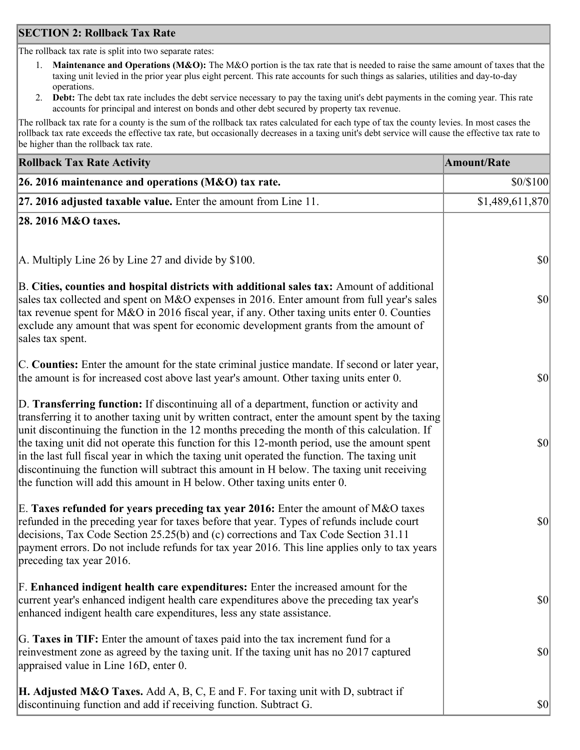## SECTION 2: Rollback Tax Rate

The rollback tax rate is split into two separate rates:

1. **Maintenance and Operations (M&O):** The M&O portion is the tax rate that is needed to raise the same amount of taxes that the taxing unit levied in the prior year plus eight percent. This rate accounts for such things as salaries, utilities and day-to-day operations.
2. **Debt:** The debt tax rate includes the debt service necessary to pay the taxing unit's debt payments in the coming year. This rate accounts for principal and interest on bonds and other debt secured by property tax revenue.

The rollback tax rate for a county is the sum of the rollback tax rates calculated for each type of tax the county levies. In most cases the rollback tax rate exceeds the effective tax rate, but occasionally decreases in a taxing unit's debt service will cause the effective tax rate to be higher than the rollback tax rate.

| Rollback Tax Rate Activity | Amount/Rate |
|---|---|
| **26. 2016 maintenance and operations (M&O) tax rate.** | $0/$100 |
| **27. 2016 adjusted taxable value.** Enter the amount from Line 11. | $1,489,611,870 |
| **28. 2016 M&O taxes.** | |
| A. Multiply Line 26 by Line 27 and divide by $100. | $0 |
| B. **Cities, counties and hospital districts with additional sales tax:** Amount of additional sales tax collected and spent on M&O expenses in 2016. Enter amount from full year's sales tax revenue spent for M&O in 2016 fiscal year, if any. Other taxing units enter 0. Counties exclude any amount that was spent for economic development grants from the amount of sales tax spent. | $0 |
| C. **Counties:** Enter the amount for the state criminal justice mandate. If second or later year, the amount is for increased cost above last year's amount. Other taxing units enter 0. | $0 |
| D. **Transferring function:** If discontinuing all of a department, function or activity and transferring it to another taxing unit by written contract, enter the amount spent by the taxing unit discontinuing the function in the 12 months preceding the month of this calculation. If the taxing unit did not operate this function for this 12-month period, use the amount spent in the last full fiscal year in which the taxing unit operated the function. The taxing unit discontinuing the function will subtract this amount in H below. The taxing unit receiving the function will add this amount in H below. Other taxing units enter 0. | $0 |
| E. **Taxes refunded for years preceding tax year 2016:** Enter the amount of M&O taxes refunded in the preceding year for taxes before that year. Types of refunds include court decisions, Tax Code Section 25.25(b) and (c) corrections and Tax Code Section 31.11 payment errors. Do not include refunds for tax year 2016. This line applies only to tax years preceding tax year 2016. | $0 |
| F. **Enhanced indigent health care expenditures:** Enter the increased amount for the current year's enhanced indigent health care expenditures above the preceding tax year's enhanced indigent health care expenditures, less any state assistance. | $0 |
| G. **Taxes in TIF:** Enter the amount of taxes paid into the tax increment fund for a reinvestment zone as agreed by the taxing unit. If the taxing unit has no 2017 captured appraised value in Line 16D, enter 0. | $0 |
| **H. Adjusted M&O Taxes.** Add A, B, C, E and F. For taxing unit with D, subtract if discontinuing function and add if receiving function. Subtract G. | $0 |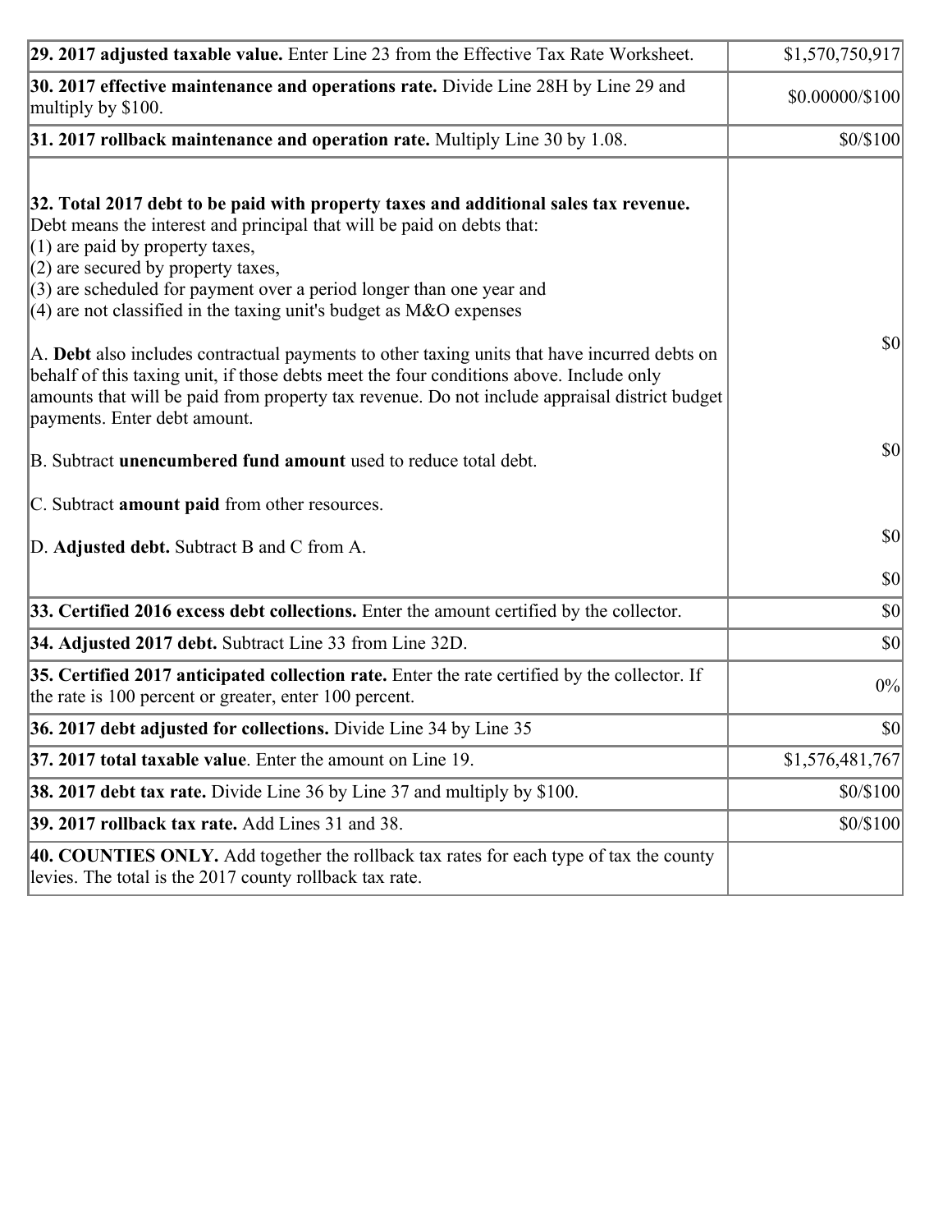| | |
|---|---|
| **29. 2017 adjusted taxable value.** Enter Line 23 from the Effective Tax Rate Worksheet. | $1,570,750,917 |
| **30. 2017 effective maintenance and operations rate.** Divide Line 28H by Line 29 and multiply by $100. | $0.00000/$100 |
| **31. 2017 rollback maintenance and operation rate.** Multiply Line 30 by 1.08. | $0/$100 |
| **32. Total 2017 debt to be paid with property taxes and additional sales tax revenue.** Debt means the interest and principal that will be paid on debts that:<br>(1) are paid by property taxes,<br>(2) are secured by property taxes,<br>(3) are scheduled for payment over a period longer than one year and<br>(4) are not classified in the taxing unit's budget as M&O expenses<br><br>A. **Debt** also includes contractual payments to other taxing units that have incurred debts on behalf of this taxing unit, if those debts meet the four conditions above. Include only amounts that will be paid from property tax revenue. Do not include appraisal district budget payments. Enter debt amount.<br><br>B. Subtract **unencumbered fund amount** used to reduce total debt.<br><br>C. Subtract **amount paid** from other resources.<br><br>D. **Adjusted debt.** Subtract B and C from A. | $0<br><br>$0<br><br>$0<br><br>$0 |
| **33. Certified 2016 excess debt collections.** Enter the amount certified by the collector. | $0 |
| **34. Adjusted 2017 debt.** Subtract Line 33 from Line 32D. | $0 |
| **35. Certified 2017 anticipated collection rate.** Enter the rate certified by the collector. If the rate is 100 percent or greater, enter 100 percent. | 0% |
| **36. 2017 debt adjusted for collections.** Divide Line 34 by Line 35 | $0 |
| **37. 2017 total taxable value**. Enter the amount on Line 19. | $1,576,481,767 |
| **38. 2017 debt tax rate.** Divide Line 36 by Line 37 and multiply by $100. | $0/$100 |
| **39. 2017 rollback tax rate.** Add Lines 31 and 38. | $0/$100 |
| **40. COUNTIES ONLY.** Add together the rollback tax rates for each type of tax the county levies. The total is the 2017 county rollback tax rate. | |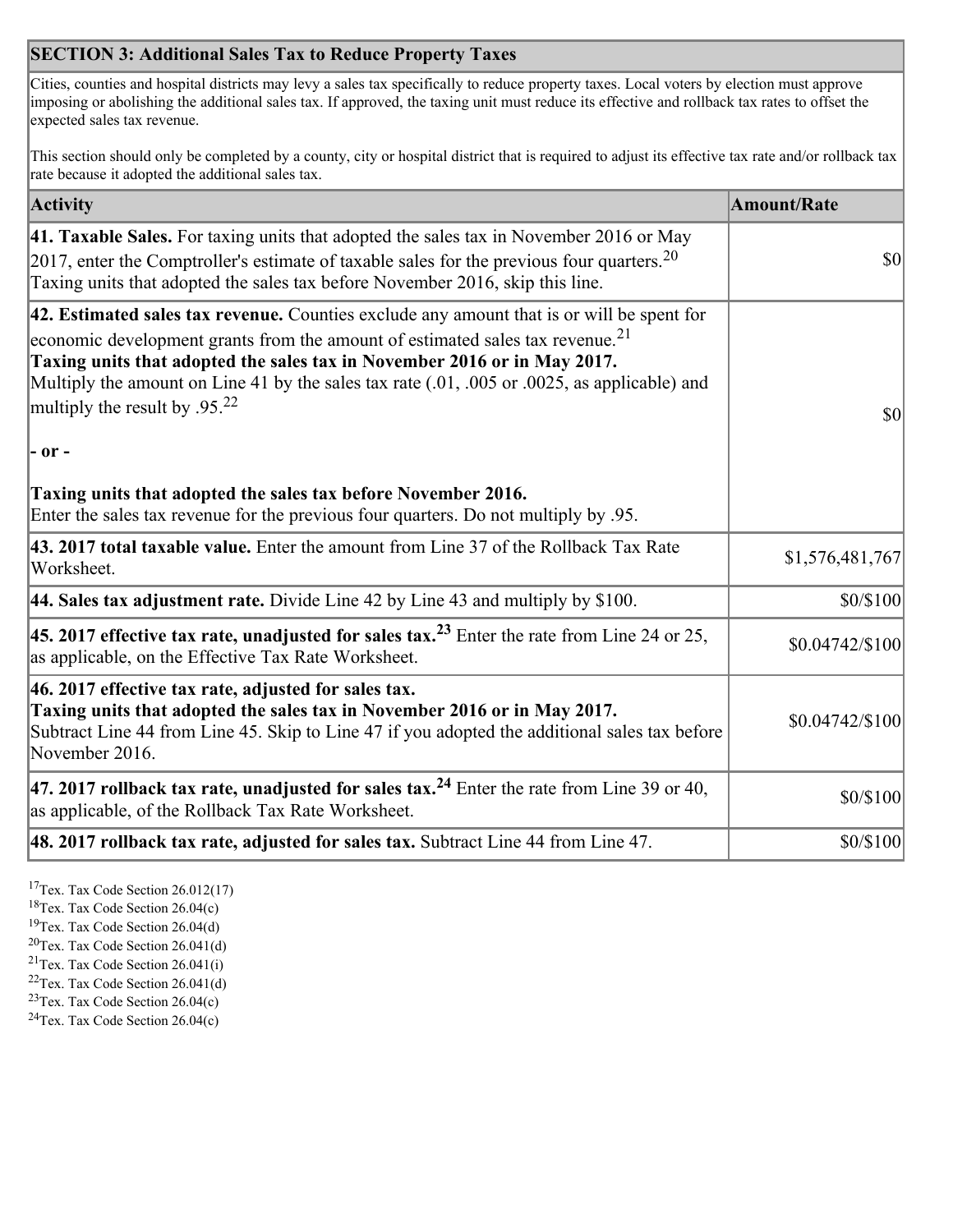## SECTION 3: Additional Sales Tax to Reduce Property Taxes

Cities, counties and hospital districts may levy a sales tax specifically to reduce property taxes. Local voters by election must approve imposing or abolishing the additional sales tax. If approved, the taxing unit must reduce its effective and rollback tax rates to offset the expected sales tax revenue.

This section should only be completed by a county, city or hospital district that is required to adjust its effective tax rate and/or rollback tax rate because it adopted the additional sales tax.

| Activity | Amount/Rate |
| --- | --- |
| **41. Taxable Sales.** For taxing units that adopted the sales tax in November 2016 or May 2017, enter the Comptroller's estimate of taxable sales for the previous four quarters.[20] Taxing units that adopted the sales tax before November 2016, skip this line. | $0 |
| **42. Estimated sales tax revenue.** Counties exclude any amount that is or will be spent for economic development grants from the amount of estimated sales tax revenue.[21] **Taxing units that adopted the sales tax in November 2016 or in May 2017.** Multiply the amount on Line 41 by the sales tax rate (.01, .005 or .0025, as applicable) and multiply the result by .95.[22] **- or -** **Taxing units that adopted the sales tax before November 2016.** Enter the sales tax revenue for the previous four quarters. Do not multiply by .95. | $0 |
| **43. 2017 total taxable value.** Enter the amount from Line 37 of the Rollback Tax Rate Worksheet. | $1,576,481,767 |
| **44. Sales tax adjustment rate.** Divide Line 42 by Line 43 and multiply by $100. | $0/$100 |
| **45. 2017 effective tax rate, unadjusted for sales tax.**[23] Enter the rate from Line 24 or 25, as applicable, on the Effective Tax Rate Worksheet. | $0.04742/$100 |
| **46. 2017 effective tax rate, adjusted for sales tax.** **Taxing units that adopted the sales tax in November 2016 or in May 2017.** Subtract Line 44 from Line 45. Skip to Line 47 if you adopted the additional sales tax before November 2016. | $0.04742/$100 |
| **47. 2017 rollback tax rate, unadjusted for sales tax.**[24] Enter the rate from Line 39 or 40, as applicable, of the Rollback Tax Rate Worksheet. | $0/$100 |
| **48. 2017 rollback tax rate, adjusted for sales tax.** Subtract Line 44 from Line 47. | $0/$100 |

[17] Tex. Tax Code Section 26.012(17)
[18] Tex. Tax Code Section 26.04(c)
[19] Tex. Tax Code Section 26.04(d)
[20] Tex. Tax Code Section 26.041(d)
[21] Tex. Tax Code Section 26.041(i)
[22] Tex. Tax Code Section 26.041(d)
[23] Tex. Tax Code Section 26.04(c)
[24] Tex. Tax Code Section 26.04(c)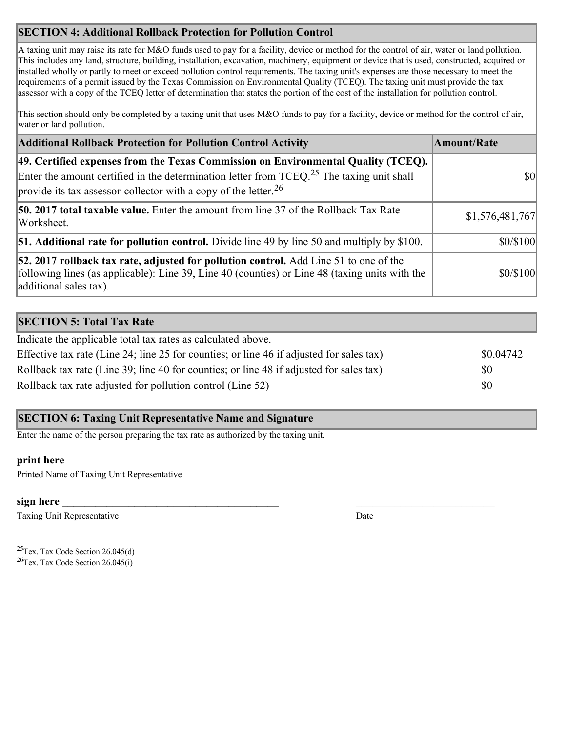## SECTION 4: Additional Rollback Protection for Pollution Control

A taxing unit may raise its rate for M&O funds used to pay for a facility, device or method for the control of air, water or land pollution. This includes any land, structure, building, installation, excavation, machinery, equipment or device that is used, constructed, acquired or installed wholly or partly to meet or exceed pollution control requirements. The taxing unit's expenses are those necessary to meet the requirements of a permit issued by the Texas Commission on Environmental Quality (TCEQ). The taxing unit must provide the tax assessor with a copy of the TCEQ letter of determination that states the portion of the cost of the installation for pollution control.

This section should only be completed by a taxing unit that uses M&O funds to pay for a facility, device or method for the control of air, water or land pollution.

| Additional Rollback Protection for Pollution Control Activity | Amount/Rate |
|---|---|
| **49. Certified expenses from the Texas Commission on Environmental Quality (TCEQ).** Enter the amount certified in the determination letter from TCEQ.[25] The taxing unit shall provide its tax assessor-collector with a copy of the letter.[26] | $0 |
| **50. 2017 total taxable value.** Enter the amount from line 37 of the Rollback Tax Rate Worksheet. | $1,576,481,767 |
| **51. Additional rate for pollution control.** Divide line 49 by line 50 and multiply by $100. | $0/$100 |
| **52. 2017 rollback tax rate, adjusted for pollution control.** Add Line 51 to one of the following lines (as applicable): Line 39, Line 40 (counties) or Line 48 (taxing units with the additional sales tax). | $0/$100 |

## SECTION 5: Total Tax Rate

Indicate the applicable total tax rates as calculated above.

| | |
|---|---|
| Effective tax rate (Line 24; line 25 for counties; or line 46 if adjusted for sales tax) | $0.04742 |
| Rollback tax rate (Line 39; line 40 for counties; or line 48 if adjusted for sales tax) | $0 |
| Rollback tax rate adjusted for pollution control (Line 52) | $0 |

## SECTION 6: Taxing Unit Representative Name and Signature

Enter the name of the person preparing the tax rate as authorized by the taxing unit.

**print here**

Printed Name of Taxing Unit Representative

**sign here** \_\_\_\_\_\_\_\_\_\_\_\_\_\_\_\_\_\_\_\_\_\_\_\_\_\_\_\_\_\_\_\_\_\_\_\_\_\_\_\_ \_\_\_\_\_\_\_\_\_\_\_\_\_\_\_\_\_\_\_\_\_\_\_\_\_\_\_\_

Taxing Unit Representative Date

[25] Tex. Tax Code Section 26.045(d)
[26] Tex. Tax Code Section 26.045(i)